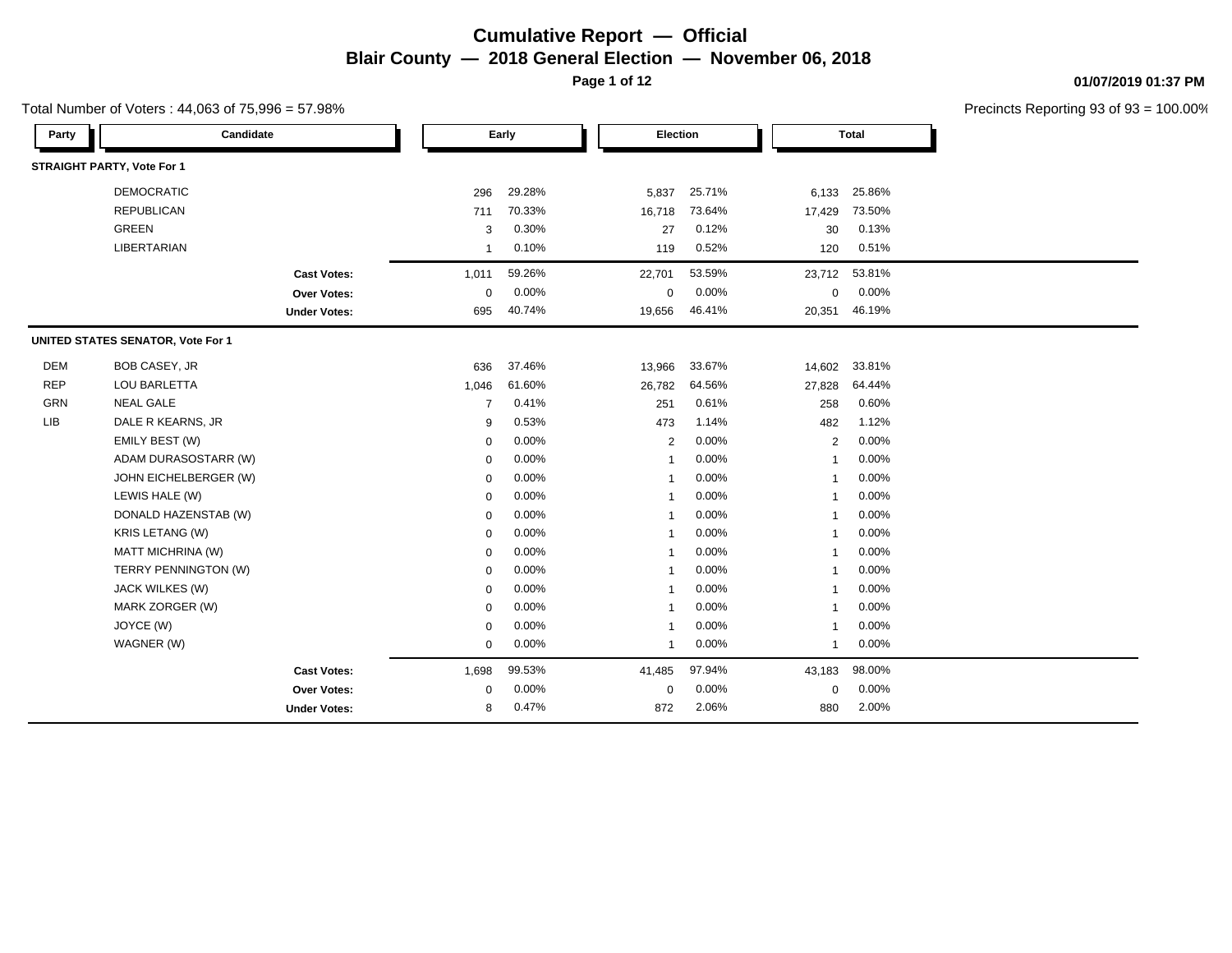# Cumulative Report — Official

## Blair County — 2018 General Election — November 06, 2018

01/07/2019 01:37 PM

Total Number of Voters : 44,063 of 75,996 = 57.98%

Precincts Reporting 93 of 93 = 100.00%

| Party | Candidate | Early | | Election | | Total | |
|---|---|---|---|---|---|---|---|
| **STRAIGHT PARTY, Vote For 1** | | | | | | | |
| | DEMOCRATIC | 296 | 29.28% | 5,837 | 25.71% | 6,133 | 25.86% |
| | REPUBLICAN | 711 | 70.33% | 16,718 | 73.64% | 17,429 | 73.50% |
| | GREEN | 3 | 0.30% | 27 | 0.12% | 30 | 0.13% |
| | LIBERTARIAN | 1 | 0.10% | 119 | 0.52% | 120 | 0.51% |
| | **Cast Votes:** | 1,011 | 59.26% | 22,701 | 53.59% | 23,712 | 53.81% |
| | **Over Votes:** | 0 | 0.00% | 0 | 0.00% | 0 | 0.00% |
| | **Under Votes:** | 695 | 40.74% | 19,656 | 46.41% | 20,351 | 46.19% |
| **UNITED STATES SENATOR, Vote For 1** | | | | | | | |
| DEM | BOB CASEY, JR | 636 | 37.46% | 13,966 | 33.67% | 14,602 | 33.81% |
| REP | LOU BARLETTA | 1,046 | 61.60% | 26,782 | 64.56% | 27,828 | 64.44% |
| GRN | NEAL GALE | 7 | 0.41% | 251 | 0.61% | 258 | 0.60% |
| LIB | DALE R KEARNS, JR | 9 | 0.53% | 473 | 1.14% | 482 | 1.12% |
| | EMILY BEST (W) | 0 | 0.00% | 2 | 0.00% | 2 | 0.00% |
| | ADAM DURASOSTARR (W) | 0 | 0.00% | 1 | 0.00% | 1 | 0.00% |
| | JOHN EICHELBERGER (W) | 0 | 0.00% | 1 | 0.00% | 1 | 0.00% |
| | LEWIS HALE (W) | 0 | 0.00% | 1 | 0.00% | 1 | 0.00% |
| | DONALD HAZENSTAB (W) | 0 | 0.00% | 1 | 0.00% | 1 | 0.00% |
| | KRIS LETANG (W) | 0 | 0.00% | 1 | 0.00% | 1 | 0.00% |
| | MATT MICHRINA (W) | 0 | 0.00% | 1 | 0.00% | 1 | 0.00% |
| | TERRY PENNINGTON (W) | 0 | 0.00% | 1 | 0.00% | 1 | 0.00% |
| | JACK WILKES (W) | 0 | 0.00% | 1 | 0.00% | 1 | 0.00% |
| | MARK ZORGER (W) | 0 | 0.00% | 1 | 0.00% | 1 | 0.00% |
| | JOYCE (W) | 0 | 0.00% | 1 | 0.00% | 1 | 0.00% |
| | WAGNER (W) | 0 | 0.00% | 1 | 0.00% | 1 | 0.00% |
| | **Cast Votes:** | 1,698 | 99.53% | 41,485 | 97.94% | 43,183 | 98.00% |
| | **Over Votes:** | 0 | 0.00% | 0 | 0.00% | 0 | 0.00% |
| | **Under Votes:** | 8 | 0.47% | 872 | 2.06% | 880 | 2.00% |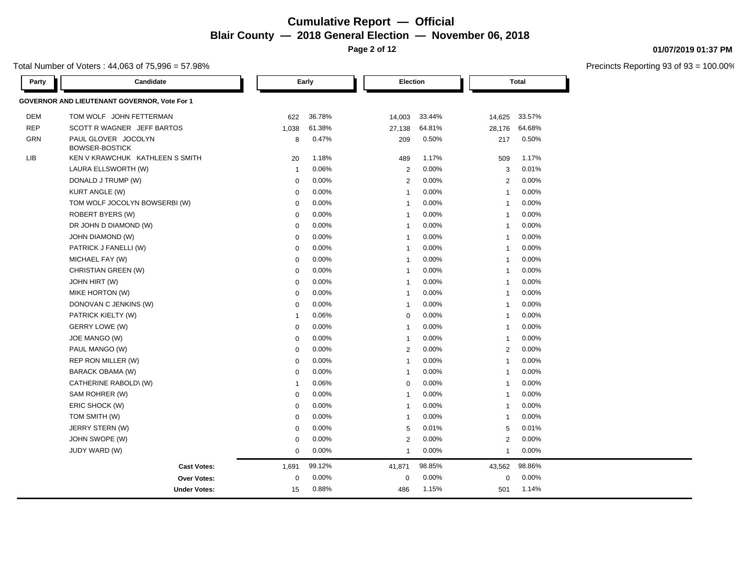# Cumulative Report — Official

## Blair County — 2018 General Election — November 06, 2018

01/07/2019 01:37 PM

Total Number of Voters : 44,063 of 75,996 = 57.98%

Precincts Reporting 93 of 93 = 100.00%

| Party | Candidate | Early | | Election | | Total | |
|---|---|---|---|---|---|---|---|
| **GOVERNOR AND LIEUTENANT GOVERNOR, Vote For 1** | | | | | | | |
| DEM | TOM WOLF JOHN FETTERMAN | 622 | 36.78% | 14,003 | 33.44% | 14,625 | 33.57% |
| REP | SCOTT R WAGNER JEFF BARTOS | 1,038 | 61.38% | 27,138 | 64.81% | 28,176 | 64.68% |
| GRN | PAUL GLOVER JOCOLYN BOWSER-BOSTICK | 8 | 0.47% | 209 | 0.50% | 217 | 0.50% |
| LIB | KEN V KRAWCHUK KATHLEEN S SMITH | 20 | 1.18% | 489 | 1.17% | 509 | 1.17% |
| | LAURA ELLSWORTH (W) | 1 | 0.06% | 2 | 0.00% | 3 | 0.01% |
| | DONALD J TRUMP (W) | 0 | 0.00% | 2 | 0.00% | 2 | 0.00% |
| | KURT ANGLE (W) | 0 | 0.00% | 1 | 0.00% | 1 | 0.00% |
| | TOM WOLF JOCOLYN BOWSERBI (W) | 0 | 0.00% | 1 | 0.00% | 1 | 0.00% |
| | ROBERT BYERS (W) | 0 | 0.00% | 1 | 0.00% | 1 | 0.00% |
| | DR JOHN D DIAMOND (W) | 0 | 0.00% | 1 | 0.00% | 1 | 0.00% |
| | JOHN DIAMOND (W) | 0 | 0.00% | 1 | 0.00% | 1 | 0.00% |
| | PATRICK J FANELLI (W) | 0 | 0.00% | 1 | 0.00% | 1 | 0.00% |
| | MICHAEL FAY (W) | 0 | 0.00% | 1 | 0.00% | 1 | 0.00% |
| | CHRISTIAN GREEN (W) | 0 | 0.00% | 1 | 0.00% | 1 | 0.00% |
| | JOHN HIRT (W) | 0 | 0.00% | 1 | 0.00% | 1 | 0.00% |
| | MIKE HORTON (W) | 0 | 0.00% | 1 | 0.00% | 1 | 0.00% |
| | DONOVAN C JENKINS (W) | 0 | 0.00% | 1 | 0.00% | 1 | 0.00% |
| | PATRICK KIELTY (W) | 1 | 0.06% | 0 | 0.00% | 1 | 0.00% |
| | GERRY LOWE (W) | 0 | 0.00% | 1 | 0.00% | 1 | 0.00% |
| | JOE MANGO (W) | 0 | 0.00% | 1 | 0.00% | 1 | 0.00% |
| | PAUL MANGO (W) | 0 | 0.00% | 2 | 0.00% | 2 | 0.00% |
| | REP RON MILLER (W) | 0 | 0.00% | 1 | 0.00% | 1 | 0.00% |
| | BARACK OBAMA (W) | 0 | 0.00% | 1 | 0.00% | 1 | 0.00% |
| | CATHERINE RABOLD\ (W) | 1 | 0.06% | 0 | 0.00% | 1 | 0.00% |
| | SAM ROHRER (W) | 0 | 0.00% | 1 | 0.00% | 1 | 0.00% |
| | ERIC SHOCK (W) | 0 | 0.00% | 1 | 0.00% | 1 | 0.00% |
| | TOM SMITH (W) | 0 | 0.00% | 1 | 0.00% | 1 | 0.00% |
| | JERRY STERN (W) | 0 | 0.00% | 5 | 0.01% | 5 | 0.01% |
| | JOHN SWOPE (W) | 0 | 0.00% | 2 | 0.00% | 2 | 0.00% |
| | JUDY WARD (W) | 0 | 0.00% | 1 | 0.00% | 1 | 0.00% |
| | **Cast Votes:** | 1,691 | 99.12% | 41,871 | 98.85% | 43,562 | 98.86% |
| | **Over Votes:** | 0 | 0.00% | 0 | 0.00% | 0 | 0.00% |
| | **Under Votes:** | 15 | 0.88% | 486 | 1.15% | 501 | 1.14% |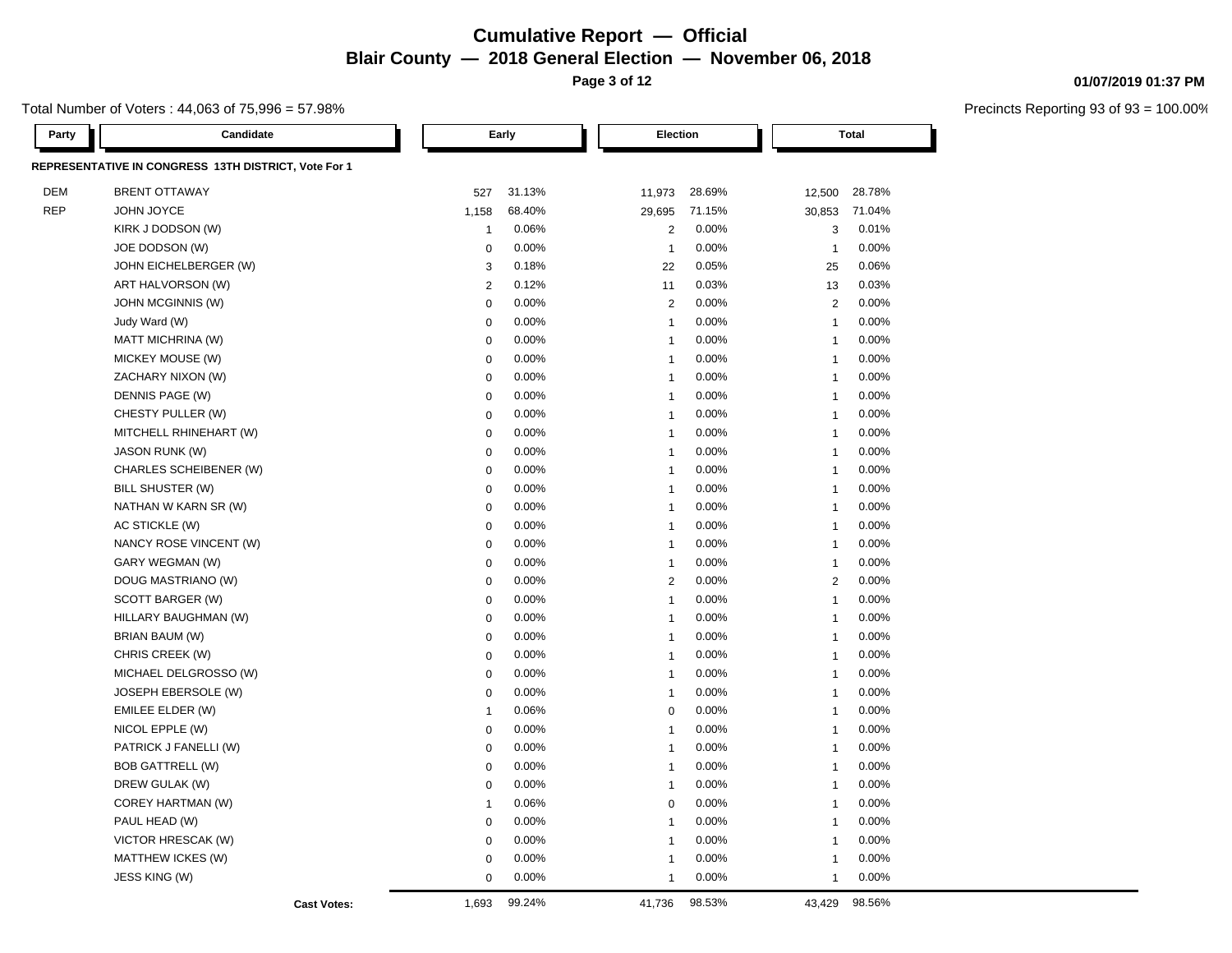# Cumulative Report — Official

## Blair County — 2018 General Election — November 06, 2018

01/07/2019 01:37 PM

Total Number of Voters : 44,063 of 75,996 = 57.98%

Precincts Reporting 93 of 93 = 100.00%

**REPRESENTATIVE IN CONGRESS 13TH DISTRICT, Vote For 1**

| Party | Candidate | Early | | Election | | Total | |
|---|---|---|---|---|---|---|---|
| DEM | BRENT OTTAWAY | 527 | 31.13% | 11,973 | 28.69% | 12,500 | 28.78% |
| REP | JOHN JOYCE | 1,158 | 68.40% | 29,695 | 71.15% | 30,853 | 71.04% |
| | KIRK J DODSON (W) | 1 | 0.06% | 2 | 0.00% | 3 | 0.01% |
| | JOE DODSON (W) | 0 | 0.00% | 1 | 0.00% | 1 | 0.00% |
| | JOHN EICHELBERGER (W) | 3 | 0.18% | 22 | 0.05% | 25 | 0.06% |
| | ART HALVORSON (W) | 2 | 0.12% | 11 | 0.03% | 13 | 0.03% |
| | JOHN MCGINNIS (W) | 0 | 0.00% | 2 | 0.00% | 2 | 0.00% |
| | Judy Ward (W) | 0 | 0.00% | 1 | 0.00% | 1 | 0.00% |
| | MATT MICHRINA (W) | 0 | 0.00% | 1 | 0.00% | 1 | 0.00% |
| | MICKEY MOUSE (W) | 0 | 0.00% | 1 | 0.00% | 1 | 0.00% |
| | ZACHARY NIXON (W) | 0 | 0.00% | 1 | 0.00% | 1 | 0.00% |
| | DENNIS PAGE (W) | 0 | 0.00% | 1 | 0.00% | 1 | 0.00% |
| | CHESTY PULLER (W) | 0 | 0.00% | 1 | 0.00% | 1 | 0.00% |
| | MITCHELL RHINEHART (W) | 0 | 0.00% | 1 | 0.00% | 1 | 0.00% |
| | JASON RUNK (W) | 0 | 0.00% | 1 | 0.00% | 1 | 0.00% |
| | CHARLES SCHEIBENER (W) | 0 | 0.00% | 1 | 0.00% | 1 | 0.00% |
| | BILL SHUSTER (W) | 0 | 0.00% | 1 | 0.00% | 1 | 0.00% |
| | NATHAN W KARN SR (W) | 0 | 0.00% | 1 | 0.00% | 1 | 0.00% |
| | AC STICKLE (W) | 0 | 0.00% | 1 | 0.00% | 1 | 0.00% |
| | NANCY ROSE VINCENT (W) | 0 | 0.00% | 1 | 0.00% | 1 | 0.00% |
| | GARY WEGMAN (W) | 0 | 0.00% | 1 | 0.00% | 1 | 0.00% |
| | DOUG MASTRIANO (W) | 0 | 0.00% | 2 | 0.00% | 2 | 0.00% |
| | SCOTT BARGER (W) | 0 | 0.00% | 1 | 0.00% | 1 | 0.00% |
| | HILLARY BAUGHMAN (W) | 0 | 0.00% | 1 | 0.00% | 1 | 0.00% |
| | BRIAN BAUM (W) | 0 | 0.00% | 1 | 0.00% | 1 | 0.00% |
| | CHRIS CREEK (W) | 0 | 0.00% | 1 | 0.00% | 1 | 0.00% |
| | MICHAEL DELGROSSO (W) | 0 | 0.00% | 1 | 0.00% | 1 | 0.00% |
| | JOSEPH EBERSOLE (W) | 0 | 0.00% | 1 | 0.00% | 1 | 0.00% |
| | EMILEE ELDER (W) | 1 | 0.06% | 0 | 0.00% | 1 | 0.00% |
| | NICOL EPPLE (W) | 0 | 0.00% | 1 | 0.00% | 1 | 0.00% |
| | PATRICK J FANELLI (W) | 0 | 0.00% | 1 | 0.00% | 1 | 0.00% |
| | BOB GATTRELL (W) | 0 | 0.00% | 1 | 0.00% | 1 | 0.00% |
| | DREW GULAK (W) | 0 | 0.00% | 1 | 0.00% | 1 | 0.00% |
| | COREY HARTMAN (W) | 1 | 0.06% | 0 | 0.00% | 1 | 0.00% |
| | PAUL HEAD (W) | 0 | 0.00% | 1 | 0.00% | 1 | 0.00% |
| | VICTOR HRESCAK (W) | 0 | 0.00% | 1 | 0.00% | 1 | 0.00% |
| | MATTHEW ICKES (W) | 0 | 0.00% | 1 | 0.00% | 1 | 0.00% |
| | JESS KING (W) | 0 | 0.00% | 1 | 0.00% | 1 | 0.00% |
| | **Cast Votes:** | 1,693 | 99.24% | 41,736 | 98.53% | 43,429 | 98.56% |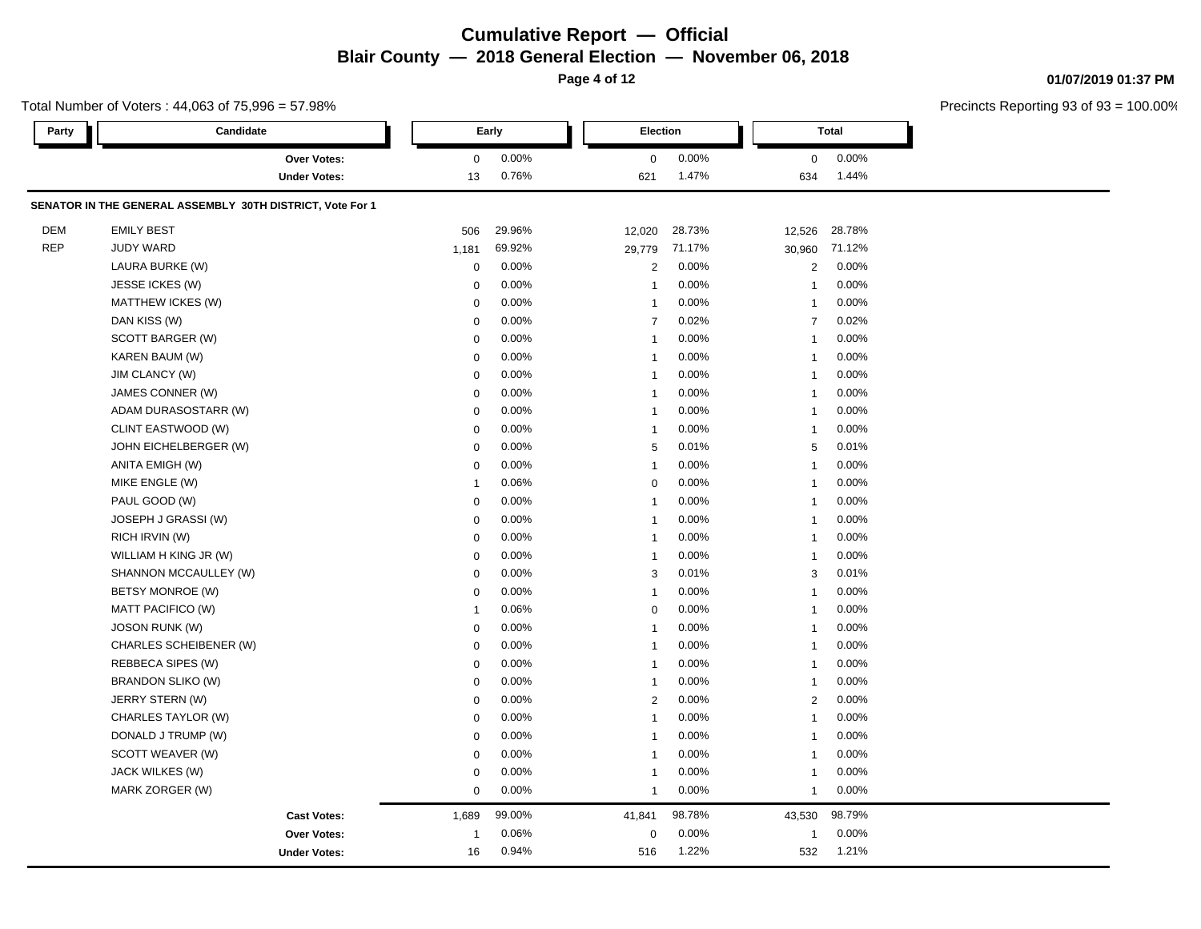# Cumulative Report — Official

## Blair County — 2018 General Election — November 06, 2018

01/07/2019 01:37 PM

Total Number of Voters : 44,063 of 75,996 = 57.98%

Precincts Reporting 93 of 93 = 100.00%

| Party | Candidate | Early | | Election | | Total | |
|---|---|---|---|---|---|---|---|
| | Over Votes: | 0 | 0.00% | 0 | 0.00% | 0 | 0.00% |
| | Under Votes: | 13 | 0.76% | 621 | 1.47% | 634 | 1.44% |

**SENATOR IN THE GENERAL ASSEMBLY 30TH DISTRICT, Vote For 1**

| Party | Candidate | Early | | Election | | Total | |
|---|---|---|---|---|---|---|---|
| DEM | EMILY BEST | 506 | 29.96% | 12,020 | 28.73% | 12,526 | 28.78% |
| REP | JUDY WARD | 1,181 | 69.92% | 29,779 | 71.17% | 30,960 | 71.12% |
| | LAURA BURKE (W) | 0 | 0.00% | 2 | 0.00% | 2 | 0.00% |
| | JESSE ICKES (W) | 0 | 0.00% | 1 | 0.00% | 1 | 0.00% |
| | MATTHEW ICKES (W) | 0 | 0.00% | 1 | 0.00% | 1 | 0.00% |
| | DAN KISS (W) | 0 | 0.00% | 7 | 0.02% | 7 | 0.02% |
| | SCOTT BARGER (W) | 0 | 0.00% | 1 | 0.00% | 1 | 0.00% |
| | KAREN BAUM (W) | 0 | 0.00% | 1 | 0.00% | 1 | 0.00% |
| | JIM CLANCY (W) | 0 | 0.00% | 1 | 0.00% | 1 | 0.00% |
| | JAMES CONNER (W) | 0 | 0.00% | 1 | 0.00% | 1 | 0.00% |
| | ADAM DURASOSTARR (W) | 0 | 0.00% | 1 | 0.00% | 1 | 0.00% |
| | CLINT EASTWOOD (W) | 0 | 0.00% | 1 | 0.00% | 1 | 0.00% |
| | JOHN EICHELBERGER (W) | 0 | 0.00% | 5 | 0.01% | 5 | 0.01% |
| | ANITA EMIGH (W) | 0 | 0.00% | 1 | 0.00% | 1 | 0.00% |
| | MIKE ENGLE (W) | 1 | 0.06% | 0 | 0.00% | 1 | 0.00% |
| | PAUL GOOD (W) | 0 | 0.00% | 1 | 0.00% | 1 | 0.00% |
| | JOSEPH J GRASSI (W) | 0 | 0.00% | 1 | 0.00% | 1 | 0.00% |
| | RICH IRVIN (W) | 0 | 0.00% | 1 | 0.00% | 1 | 0.00% |
| | WILLIAM H KING JR (W) | 0 | 0.00% | 1 | 0.00% | 1 | 0.00% |
| | SHANNON MCCAULLEY (W) | 0 | 0.00% | 3 | 0.01% | 3 | 0.01% |
| | BETSY MONROE (W) | 0 | 0.00% | 1 | 0.00% | 1 | 0.00% |
| | MATT PACIFICO (W) | 1 | 0.06% | 0 | 0.00% | 1 | 0.00% |
| | JOSON RUNK (W) | 0 | 0.00% | 1 | 0.00% | 1 | 0.00% |
| | CHARLES SCHEIBENER (W) | 0 | 0.00% | 1 | 0.00% | 1 | 0.00% |
| | REBBECA SIPES (W) | 0 | 0.00% | 1 | 0.00% | 1 | 0.00% |
| | BRANDON SLIKO (W) | 0 | 0.00% | 1 | 0.00% | 1 | 0.00% |
| | JERRY STERN (W) | 0 | 0.00% | 2 | 0.00% | 2 | 0.00% |
| | CHARLES TAYLOR (W) | 0 | 0.00% | 1 | 0.00% | 1 | 0.00% |
| | DONALD J TRUMP (W) | 0 | 0.00% | 1 | 0.00% | 1 | 0.00% |
| | SCOTT WEAVER (W) | 0 | 0.00% | 1 | 0.00% | 1 | 0.00% |
| | JACK WILKES (W) | 0 | 0.00% | 1 | 0.00% | 1 | 0.00% |
| | MARK ZORGER (W) | 0 | 0.00% | 1 | 0.00% | 1 | 0.00% |
| | Cast Votes: | 1,689 | 99.00% | 41,841 | 98.78% | 43,530 | 98.79% |
| | Over Votes: | 1 | 0.06% | 0 | 0.00% | 1 | 0.00% |
| | Under Votes: | 16 | 0.94% | 516 | 1.22% | 532 | 1.21% |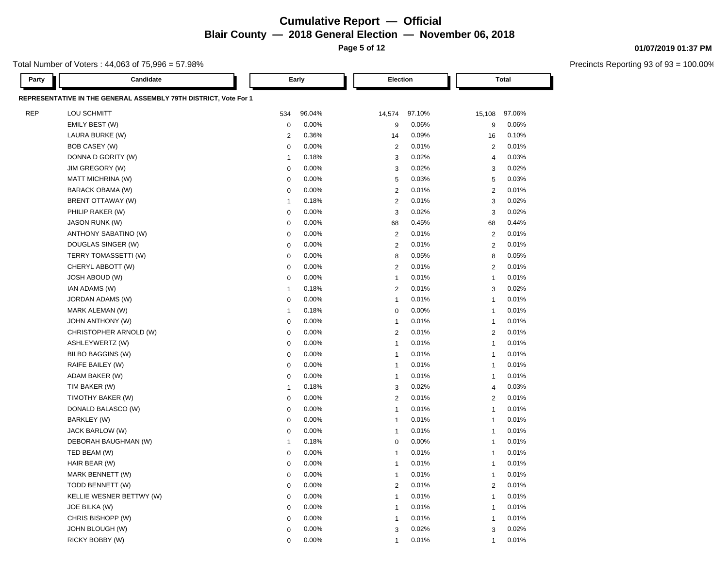# Cumulative Report — Official

## Blair County — 2018 General Election — November 06, 2018

Total Number of Voters : 44,063 of 75,996 = 57.98%

Precincts Reporting 93 of 93 = 100.00%

### REPRESENTATIVE IN THE GENERAL ASSEMBLY 79TH DISTRICT, Vote For 1

| Party | Candidate | Early | | Election | | Total | |
|---|---|---|---|---|---|---|---|
| REP | LOU SCHMITT | 534 | 96.04% | 14,574 | 97.10% | 15,108 | 97.06% |
| | EMILY BEST (W) | 0 | 0.00% | 9 | 0.06% | 9 | 0.06% |
| | LAURA BURKE (W) | 2 | 0.36% | 14 | 0.09% | 16 | 0.10% |
| | BOB CASEY (W) | 0 | 0.00% | 2 | 0.01% | 2 | 0.01% |
| | DONNA D GORITY (W) | 1 | 0.18% | 3 | 0.02% | 4 | 0.03% |
| | JIM GREGORY (W) | 0 | 0.00% | 3 | 0.02% | 3 | 0.02% |
| | MATT MICHRINA (W) | 0 | 0.00% | 5 | 0.03% | 5 | 0.03% |
| | BARACK OBAMA (W) | 0 | 0.00% | 2 | 0.01% | 2 | 0.01% |
| | BRENT OTTAWAY (W) | 1 | 0.18% | 2 | 0.01% | 3 | 0.02% |
| | PHILIP RAKER (W) | 0 | 0.00% | 3 | 0.02% | 3 | 0.02% |
| | JASON RUNK (W) | 0 | 0.00% | 68 | 0.45% | 68 | 0.44% |
| | ANTHONY SABATINO (W) | 0 | 0.00% | 2 | 0.01% | 2 | 0.01% |
| | DOUGLAS SINGER (W) | 0 | 0.00% | 2 | 0.01% | 2 | 0.01% |
| | TERRY TOMASSETTI (W) | 0 | 0.00% | 8 | 0.05% | 8 | 0.05% |
| | CHERYL ABBOTT (W) | 0 | 0.00% | 2 | 0.01% | 2 | 0.01% |
| | JOSH ABOUD (W) | 0 | 0.00% | 1 | 0.01% | 1 | 0.01% |
| | IAN ADAMS (W) | 1 | 0.18% | 2 | 0.01% | 3 | 0.02% |
| | JORDAN ADAMS (W) | 0 | 0.00% | 1 | 0.01% | 1 | 0.01% |
| | MARK ALEMAN (W) | 1 | 0.18% | 0 | 0.00% | 1 | 0.01% |
| | JOHN ANTHONY (W) | 0 | 0.00% | 1 | 0.01% | 1 | 0.01% |
| | CHRISTOPHER ARNOLD (W) | 0 | 0.00% | 2 | 0.01% | 2 | 0.01% |
| | ASHLEYWERTZ (W) | 0 | 0.00% | 1 | 0.01% | 1 | 0.01% |
| | BILBO BAGGINS (W) | 0 | 0.00% | 1 | 0.01% | 1 | 0.01% |
| | RAIFE BAILEY (W) | 0 | 0.00% | 1 | 0.01% | 1 | 0.01% |
| | ADAM BAKER (W) | 0 | 0.00% | 1 | 0.01% | 1 | 0.01% |
| | TIM BAKER (W) | 1 | 0.18% | 3 | 0.02% | 4 | 0.03% |
| | TIMOTHY BAKER (W) | 0 | 0.00% | 2 | 0.01% | 2 | 0.01% |
| | DONALD BALASCO (W) | 0 | 0.00% | 1 | 0.01% | 1 | 0.01% |
| | BARKLEY (W) | 0 | 0.00% | 1 | 0.01% | 1 | 0.01% |
| | JACK BARLOW (W) | 0 | 0.00% | 1 | 0.01% | 1 | 0.01% |
| | DEBORAH BAUGHMAN (W) | 1 | 0.18% | 0 | 0.00% | 1 | 0.01% |
| | TED BEAM (W) | 0 | 0.00% | 1 | 0.01% | 1 | 0.01% |
| | HAIR BEAR (W) | 0 | 0.00% | 1 | 0.01% | 1 | 0.01% |
| | MARK BENNETT (W) | 0 | 0.00% | 1 | 0.01% | 1 | 0.01% |
| | TODD BENNETT (W) | 0 | 0.00% | 2 | 0.01% | 2 | 0.01% |
| | KELLIE WESNER BETTWY (W) | 0 | 0.00% | 1 | 0.01% | 1 | 0.01% |
| | JOE BILKA (W) | 0 | 0.00% | 1 | 0.01% | 1 | 0.01% |
| | CHRIS BISHOPP (W) | 0 | 0.00% | 1 | 0.01% | 1 | 0.01% |
| | JOHN BLOUGH (W) | 0 | 0.00% | 3 | 0.02% | 3 | 0.02% |
| | RICKY BOBBY (W) | 0 | 0.00% | 1 | 0.01% | 1 | 0.01% |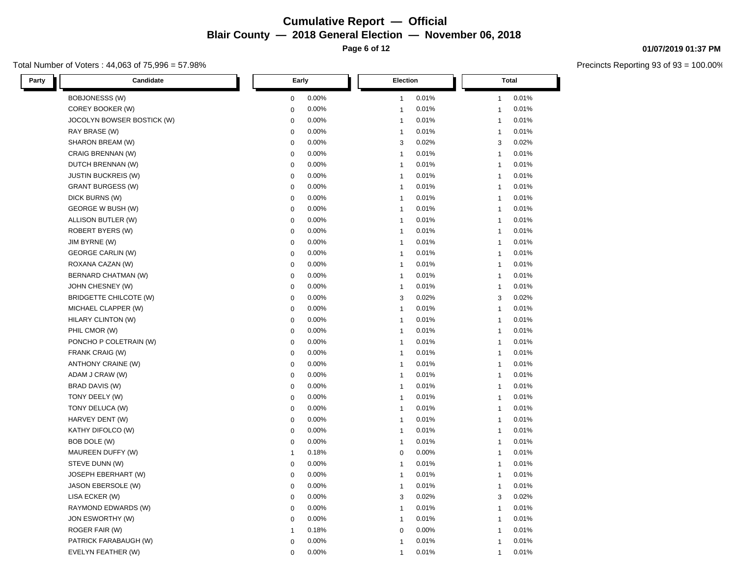# Cumulative Report — Official

## Blair County — 2018 General Election — November 06, 2018

01/07/2019 01:37 PM

Total Number of Voters : 44,063 of 75,996 = 57.98%

Precincts Reporting 93 of 93 = 100.00%

| Party | Candidate | Early | | Election | | Total | |
|---|---|---|---|---|---|---|---|
| | BOBJONESSS (W) | 0 | 0.00% | 1 | 0.01% | 1 | 0.01% |
| | COREY BOOKER (W) | 0 | 0.00% | 1 | 0.01% | 1 | 0.01% |
| | JOCOLYN BOWSER BOSTICK (W) | 0 | 0.00% | 1 | 0.01% | 1 | 0.01% |
| | RAY BRASE (W) | 0 | 0.00% | 1 | 0.01% | 1 | 0.01% |
| | SHARON BREAM (W) | 0 | 0.00% | 3 | 0.02% | 3 | 0.02% |
| | CRAIG BRENNAN (W) | 0 | 0.00% | 1 | 0.01% | 1 | 0.01% |
| | DUTCH BRENNAN (W) | 0 | 0.00% | 1 | 0.01% | 1 | 0.01% |
| | JUSTIN BUCKREIS (W) | 0 | 0.00% | 1 | 0.01% | 1 | 0.01% |
| | GRANT BURGESS (W) | 0 | 0.00% | 1 | 0.01% | 1 | 0.01% |
| | DICK BURNS (W) | 0 | 0.00% | 1 | 0.01% | 1 | 0.01% |
| | GEORGE W BUSH (W) | 0 | 0.00% | 1 | 0.01% | 1 | 0.01% |
| | ALLISON BUTLER (W) | 0 | 0.00% | 1 | 0.01% | 1 | 0.01% |
| | ROBERT BYERS (W) | 0 | 0.00% | 1 | 0.01% | 1 | 0.01% |
| | JIM BYRNE (W) | 0 | 0.00% | 1 | 0.01% | 1 | 0.01% |
| | GEORGE CARLIN (W) | 0 | 0.00% | 1 | 0.01% | 1 | 0.01% |
| | ROXANA CAZAN (W) | 0 | 0.00% | 1 | 0.01% | 1 | 0.01% |
| | BERNARD CHATMAN (W) | 0 | 0.00% | 1 | 0.01% | 1 | 0.01% |
| | JOHN CHESNEY (W) | 0 | 0.00% | 1 | 0.01% | 1 | 0.01% |
| | BRIDGETTE CHILCOTE (W) | 0 | 0.00% | 3 | 0.02% | 3 | 0.02% |
| | MICHAEL CLAPPER (W) | 0 | 0.00% | 1 | 0.01% | 1 | 0.01% |
| | HILARY CLINTON (W) | 0 | 0.00% | 1 | 0.01% | 1 | 0.01% |
| | PHIL CMOR (W) | 0 | 0.00% | 1 | 0.01% | 1 | 0.01% |
| | PONCHO P COLETRAIN (W) | 0 | 0.00% | 1 | 0.01% | 1 | 0.01% |
| | FRANK CRAIG (W) | 0 | 0.00% | 1 | 0.01% | 1 | 0.01% |
| | ANTHONY CRAINE (W) | 0 | 0.00% | 1 | 0.01% | 1 | 0.01% |
| | ADAM J CRAW (W) | 0 | 0.00% | 1 | 0.01% | 1 | 0.01% |
| | BRAD DAVIS (W) | 0 | 0.00% | 1 | 0.01% | 1 | 0.01% |
| | TONY DEELY (W) | 0 | 0.00% | 1 | 0.01% | 1 | 0.01% |
| | TONY DELUCA (W) | 0 | 0.00% | 1 | 0.01% | 1 | 0.01% |
| | HARVEY DENT (W) | 0 | 0.00% | 1 | 0.01% | 1 | 0.01% |
| | KATHY DIFOLCO (W) | 0 | 0.00% | 1 | 0.01% | 1 | 0.01% |
| | BOB DOLE (W) | 0 | 0.00% | 1 | 0.01% | 1 | 0.01% |
| | MAUREEN DUFFY (W) | 1 | 0.18% | 0 | 0.00% | 1 | 0.01% |
| | STEVE DUNN (W) | 0 | 0.00% | 1 | 0.01% | 1 | 0.01% |
| | JOSEPH EBERHART (W) | 0 | 0.00% | 1 | 0.01% | 1 | 0.01% |
| | JASON EBERSOLE (W) | 0 | 0.00% | 1 | 0.01% | 1 | 0.01% |
| | LISA ECKER (W) | 0 | 0.00% | 3 | 0.02% | 3 | 0.02% |
| | RAYMOND EDWARDS (W) | 0 | 0.00% | 1 | 0.01% | 1 | 0.01% |
| | JON ESWORTHY (W) | 0 | 0.00% | 1 | 0.01% | 1 | 0.01% |
| | ROGER FAIR (W) | 1 | 0.18% | 0 | 0.00% | 1 | 0.01% |
| | PATRICK FARABAUGH (W) | 0 | 0.00% | 1 | 0.01% | 1 | 0.01% |
| | EVELYN FEATHER (W) | 0 | 0.00% | 1 | 0.01% | 1 | 0.01% |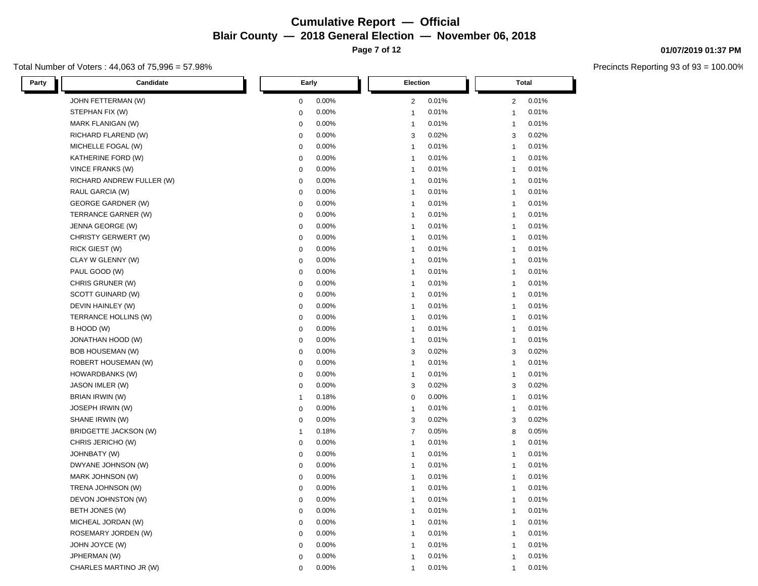# Cumulative Report — Official

## Blair County — 2018 General Election — November 06, 2018

01/07/2019 01:37 PM

Total Number of Voters : 44,063 of 75,996 = 57.98%

Precincts Reporting 93 of 93 = 100.00%

| Party | Candidate | Early | | Election | | Total | |
|---|---|---|---|---|---|---|---|
| | JOHN FETTERMAN (W) | 0 | 0.00% | 2 | 0.01% | 2 | 0.01% |
| | STEPHAN FIX (W) | 0 | 0.00% | 1 | 0.01% | 1 | 0.01% |
| | MARK FLANIGAN (W) | 0 | 0.00% | 1 | 0.01% | 1 | 0.01% |
| | RICHARD FLAREND (W) | 0 | 0.00% | 3 | 0.02% | 3 | 0.02% |
| | MICHELLE FOGAL (W) | 0 | 0.00% | 1 | 0.01% | 1 | 0.01% |
| | KATHERINE FORD (W) | 0 | 0.00% | 1 | 0.01% | 1 | 0.01% |
| | VINCE FRANKS (W) | 0 | 0.00% | 1 | 0.01% | 1 | 0.01% |
| | RICHARD ANDREW FULLER (W) | 0 | 0.00% | 1 | 0.01% | 1 | 0.01% |
| | RAUL GARCIA (W) | 0 | 0.00% | 1 | 0.01% | 1 | 0.01% |
| | GEORGE GARDNER (W) | 0 | 0.00% | 1 | 0.01% | 1 | 0.01% |
| | TERRANCE GARNER (W) | 0 | 0.00% | 1 | 0.01% | 1 | 0.01% |
| | JENNA GEORGE (W) | 0 | 0.00% | 1 | 0.01% | 1 | 0.01% |
| | CHRISTY GERWERT (W) | 0 | 0.00% | 1 | 0.01% | 1 | 0.01% |
| | RICK GIEST (W) | 0 | 0.00% | 1 | 0.01% | 1 | 0.01% |
| | CLAY W GLENNY (W) | 0 | 0.00% | 1 | 0.01% | 1 | 0.01% |
| | PAUL GOOD (W) | 0 | 0.00% | 1 | 0.01% | 1 | 0.01% |
| | CHRIS GRUNER (W) | 0 | 0.00% | 1 | 0.01% | 1 | 0.01% |
| | SCOTT GUINARD (W) | 0 | 0.00% | 1 | 0.01% | 1 | 0.01% |
| | DEVIN HAINLEY (W) | 0 | 0.00% | 1 | 0.01% | 1 | 0.01% |
| | TERRANCE HOLLINS (W) | 0 | 0.00% | 1 | 0.01% | 1 | 0.01% |
| | B HOOD (W) | 0 | 0.00% | 1 | 0.01% | 1 | 0.01% |
| | JONATHAN HOOD (W) | 0 | 0.00% | 1 | 0.01% | 1 | 0.01% |
| | BOB HOUSEMAN (W) | 0 | 0.00% | 3 | 0.02% | 3 | 0.02% |
| | ROBERT HOUSEMAN (W) | 0 | 0.00% | 1 | 0.01% | 1 | 0.01% |
| | HOWARDBANKS (W) | 0 | 0.00% | 1 | 0.01% | 1 | 0.01% |
| | JASON IMLER (W) | 0 | 0.00% | 3 | 0.02% | 3 | 0.02% |
| | BRIAN IRWIN (W) | 1 | 0.18% | 0 | 0.00% | 1 | 0.01% |
| | JOSEPH IRWIN (W) | 0 | 0.00% | 1 | 0.01% | 1 | 0.01% |
| | SHANE IRWIN (W) | 0 | 0.00% | 3 | 0.02% | 3 | 0.02% |
| | BRIDGETTE JACKSON (W) | 1 | 0.18% | 7 | 0.05% | 8 | 0.05% |
| | CHRIS JERICHO (W) | 0 | 0.00% | 1 | 0.01% | 1 | 0.01% |
| | JOHNBATY (W) | 0 | 0.00% | 1 | 0.01% | 1 | 0.01% |
| | DWYANE JOHNSON (W) | 0 | 0.00% | 1 | 0.01% | 1 | 0.01% |
| | MARK JOHNSON (W) | 0 | 0.00% | 1 | 0.01% | 1 | 0.01% |
| | TRENA JOHNSON (W) | 0 | 0.00% | 1 | 0.01% | 1 | 0.01% |
| | DEVON JOHNSTON (W) | 0 | 0.00% | 1 | 0.01% | 1 | 0.01% |
| | BETH JONES (W) | 0 | 0.00% | 1 | 0.01% | 1 | 0.01% |
| | MICHEAL JORDAN (W) | 0 | 0.00% | 1 | 0.01% | 1 | 0.01% |
| | ROSEMARY JORDEN (W) | 0 | 0.00% | 1 | 0.01% | 1 | 0.01% |
| | JOHN JOYCE (W) | 0 | 0.00% | 1 | 0.01% | 1 | 0.01% |
| | JPHERMAN (W) | 0 | 0.00% | 1 | 0.01% | 1 | 0.01% |
| | CHARLES MARTINO JR (W) | 0 | 0.00% | 1 | 0.01% | 1 | 0.01% |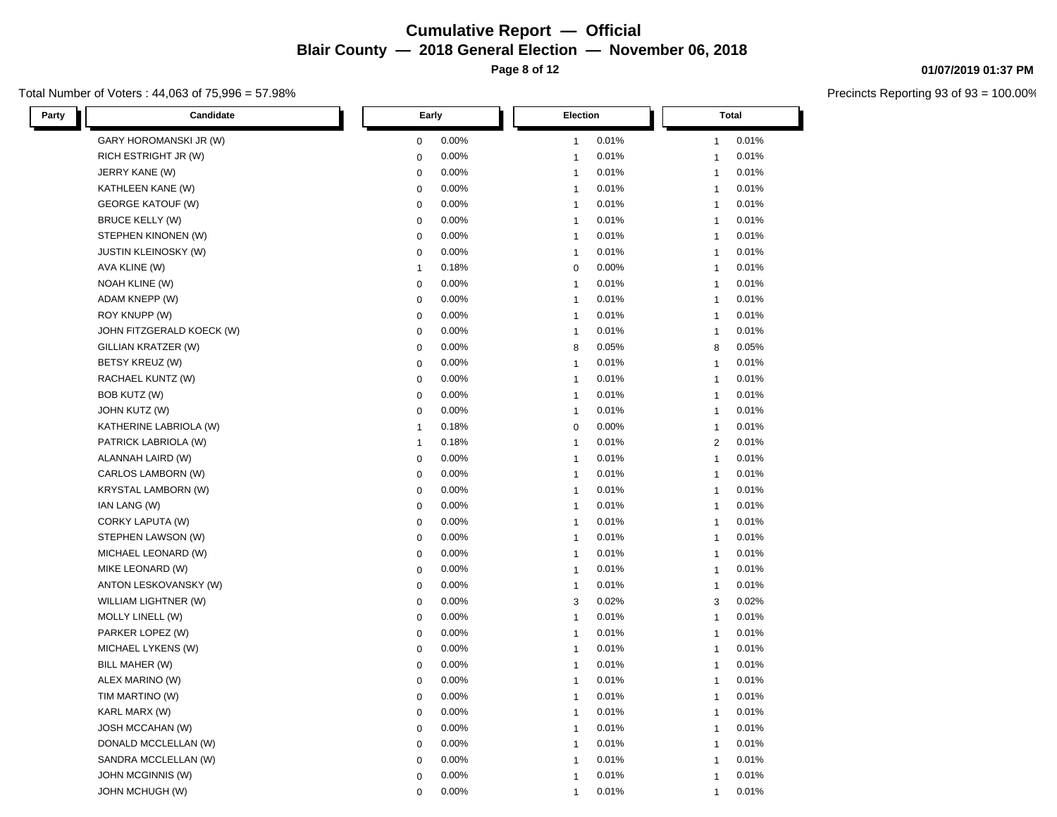# Cumulative Report — Official

## Blair County — 2018 General Election — November 06, 2018

01/07/2019 01:37 PM

Total Number of Voters : 44,063 of 75,996 = 57.98%

Precincts Reporting 93 of 93 = 100.00%

| Party | Candidate | Early | | Election | | Total | |
|---|---|---|---|---|---|---|---|
| | GARY HOROMANSKI JR (W) | 0 | 0.00% | 1 | 0.01% | 1 | 0.01% |
| | RICH ESTRIGHT JR (W) | 0 | 0.00% | 1 | 0.01% | 1 | 0.01% |
| | JERRY KANE (W) | 0 | 0.00% | 1 | 0.01% | 1 | 0.01% |
| | KATHLEEN KANE (W) | 0 | 0.00% | 1 | 0.01% | 1 | 0.01% |
| | GEORGE KATOUF (W) | 0 | 0.00% | 1 | 0.01% | 1 | 0.01% |
| | BRUCE KELLY (W) | 0 | 0.00% | 1 | 0.01% | 1 | 0.01% |
| | STEPHEN KINONEN (W) | 0 | 0.00% | 1 | 0.01% | 1 | 0.01% |
| | JUSTIN KLEINOSKY (W) | 0 | 0.00% | 1 | 0.01% | 1 | 0.01% |
| | AVA KLINE (W) | 1 | 0.18% | 0 | 0.00% | 1 | 0.01% |
| | NOAH KLINE (W) | 0 | 0.00% | 1 | 0.01% | 1 | 0.01% |
| | ADAM KNEPP (W) | 0 | 0.00% | 1 | 0.01% | 1 | 0.01% |
| | ROY KNUPP (W) | 0 | 0.00% | 1 | 0.01% | 1 | 0.01% |
| | JOHN FITZGERALD KOECK (W) | 0 | 0.00% | 1 | 0.01% | 1 | 0.01% |
| | GILLIAN KRATZER (W) | 0 | 0.00% | 8 | 0.05% | 8 | 0.05% |
| | BETSY KREUZ (W) | 0 | 0.00% | 1 | 0.01% | 1 | 0.01% |
| | RACHAEL KUNTZ (W) | 0 | 0.00% | 1 | 0.01% | 1 | 0.01% |
| | BOB KUTZ (W) | 0 | 0.00% | 1 | 0.01% | 1 | 0.01% |
| | JOHN KUTZ (W) | 0 | 0.00% | 1 | 0.01% | 1 | 0.01% |
| | KATHERINE LABRIOLA (W) | 1 | 0.18% | 0 | 0.00% | 1 | 0.01% |
| | PATRICK LABRIOLA (W) | 1 | 0.18% | 1 | 0.01% | 2 | 0.01% |
| | ALANNAH LAIRD (W) | 0 | 0.00% | 1 | 0.01% | 1 | 0.01% |
| | CARLOS LAMBORN (W) | 0 | 0.00% | 1 | 0.01% | 1 | 0.01% |
| | KRYSTAL LAMBORN (W) | 0 | 0.00% | 1 | 0.01% | 1 | 0.01% |
| | IAN LANG (W) | 0 | 0.00% | 1 | 0.01% | 1 | 0.01% |
| | CORKY LAPUTA (W) | 0 | 0.00% | 1 | 0.01% | 1 | 0.01% |
| | STEPHEN LAWSON (W) | 0 | 0.00% | 1 | 0.01% | 1 | 0.01% |
| | MICHAEL LEONARD (W) | 0 | 0.00% | 1 | 0.01% | 1 | 0.01% |
| | MIKE LEONARD (W) | 0 | 0.00% | 1 | 0.01% | 1 | 0.01% |
| | ANTON LESKOVANSKY (W) | 0 | 0.00% | 1 | 0.01% | 1 | 0.01% |
| | WILLIAM LIGHTNER (W) | 0 | 0.00% | 3 | 0.02% | 3 | 0.02% |
| | MOLLY LINELL (W) | 0 | 0.00% | 1 | 0.01% | 1 | 0.01% |
| | PARKER LOPEZ (W) | 0 | 0.00% | 1 | 0.01% | 1 | 0.01% |
| | MICHAEL LYKENS (W) | 0 | 0.00% | 1 | 0.01% | 1 | 0.01% |
| | BILL MAHER (W) | 0 | 0.00% | 1 | 0.01% | 1 | 0.01% |
| | ALEX MARINO (W) | 0 | 0.00% | 1 | 0.01% | 1 | 0.01% |
| | TIM MARTINO (W) | 0 | 0.00% | 1 | 0.01% | 1 | 0.01% |
| | KARL MARX (W) | 0 | 0.00% | 1 | 0.01% | 1 | 0.01% |
| | JOSH MCCAHAN (W) | 0 | 0.00% | 1 | 0.01% | 1 | 0.01% |
| | DONALD MCCLELLAN (W) | 0 | 0.00% | 1 | 0.01% | 1 | 0.01% |
| | SANDRA MCCLELLAN (W) | 0 | 0.00% | 1 | 0.01% | 1 | 0.01% |
| | JOHN MCGINNIS (W) | 0 | 0.00% | 1 | 0.01% | 1 | 0.01% |
| | JOHN MCHUGH (W) | 0 | 0.00% | 1 | 0.01% | 1 | 0.01% |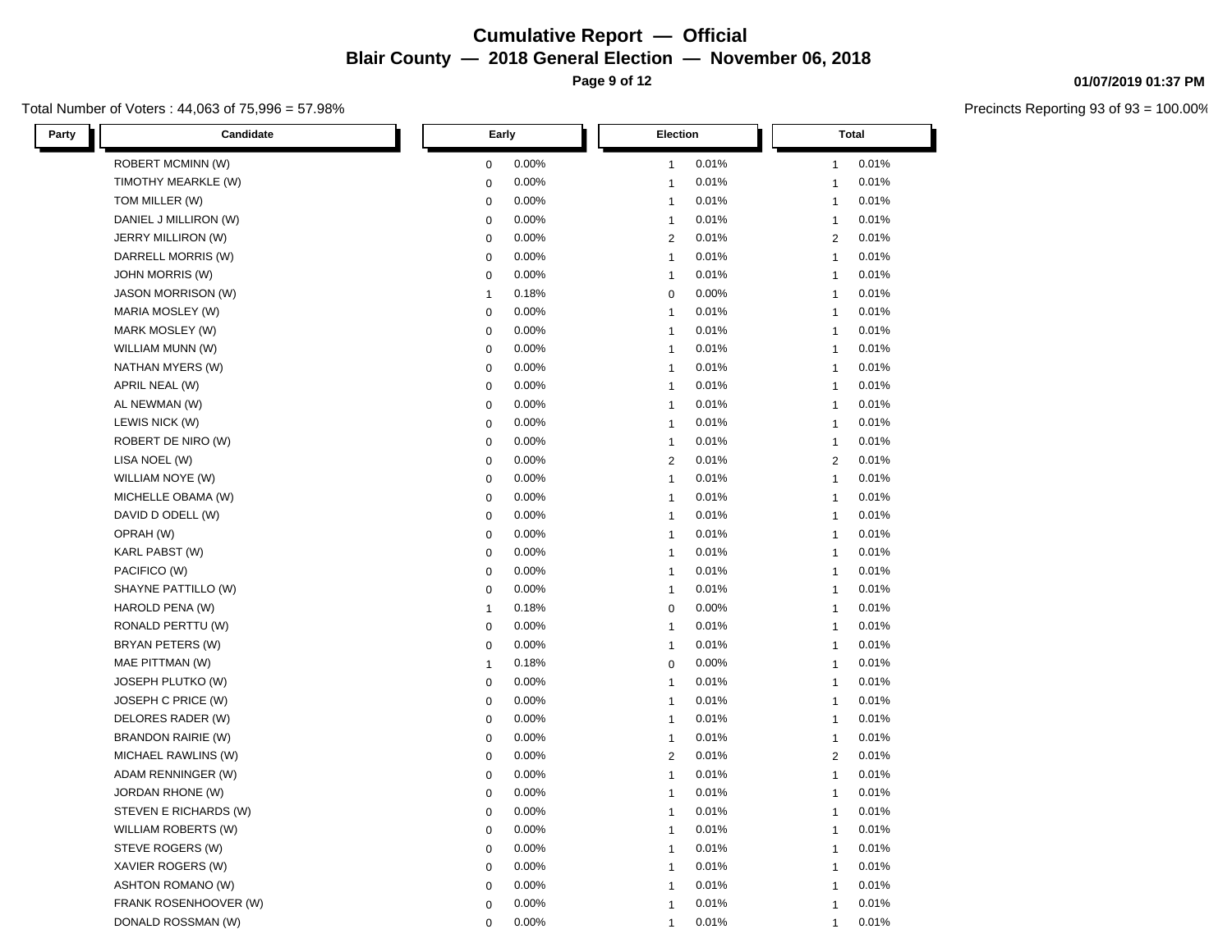# Cumulative Report — Official

## Blair County — 2018 General Election — November 06, 2018

01/07/2019 01:37 PM

Total Number of Voters : 44,063 of 75,996 = 57.98%

Precincts Reporting 93 of 93 = 100.00%

| Party | Candidate | Early | | Election | | Total | |
|---|---|---|---|---|---|---|---|
| | ROBERT MCMINN (W) | 0 | 0.00% | 1 | 0.01% | 1 | 0.01% |
| | TIMOTHY MEARKLE (W) | 0 | 0.00% | 1 | 0.01% | 1 | 0.01% |
| | TOM MILLER (W) | 0 | 0.00% | 1 | 0.01% | 1 | 0.01% |
| | DANIEL J MILLIRON (W) | 0 | 0.00% | 1 | 0.01% | 1 | 0.01% |
| | JERRY MILLIRON (W) | 0 | 0.00% | 2 | 0.01% | 2 | 0.01% |
| | DARRELL MORRIS (W) | 0 | 0.00% | 1 | 0.01% | 1 | 0.01% |
| | JOHN MORRIS (W) | 0 | 0.00% | 1 | 0.01% | 1 | 0.01% |
| | JASON MORRISON (W) | 1 | 0.18% | 0 | 0.00% | 1 | 0.01% |
| | MARIA MOSLEY (W) | 0 | 0.00% | 1 | 0.01% | 1 | 0.01% |
| | MARK MOSLEY (W) | 0 | 0.00% | 1 | 0.01% | 1 | 0.01% |
| | WILLIAM MUNN (W) | 0 | 0.00% | 1 | 0.01% | 1 | 0.01% |
| | NATHAN MYERS (W) | 0 | 0.00% | 1 | 0.01% | 1 | 0.01% |
| | APRIL NEAL (W) | 0 | 0.00% | 1 | 0.01% | 1 | 0.01% |
| | AL NEWMAN (W) | 0 | 0.00% | 1 | 0.01% | 1 | 0.01% |
| | LEWIS NICK (W) | 0 | 0.00% | 1 | 0.01% | 1 | 0.01% |
| | ROBERT DE NIRO (W) | 0 | 0.00% | 1 | 0.01% | 1 | 0.01% |
| | LISA NOEL (W) | 0 | 0.00% | 2 | 0.01% | 2 | 0.01% |
| | WILLIAM NOYE (W) | 0 | 0.00% | 1 | 0.01% | 1 | 0.01% |
| | MICHELLE OBAMA (W) | 0 | 0.00% | 1 | 0.01% | 1 | 0.01% |
| | DAVID D ODELL (W) | 0 | 0.00% | 1 | 0.01% | 1 | 0.01% |
| | OPRAH (W) | 0 | 0.00% | 1 | 0.01% | 1 | 0.01% |
| | KARL PABST (W) | 0 | 0.00% | 1 | 0.01% | 1 | 0.01% |
| | PACIFICO (W) | 0 | 0.00% | 1 | 0.01% | 1 | 0.01% |
| | SHAYNE PATTILLO (W) | 0 | 0.00% | 1 | 0.01% | 1 | 0.01% |
| | HAROLD PENA (W) | 1 | 0.18% | 0 | 0.00% | 1 | 0.01% |
| | RONALD PERTTU (W) | 0 | 0.00% | 1 | 0.01% | 1 | 0.01% |
| | BRYAN PETERS (W) | 0 | 0.00% | 1 | 0.01% | 1 | 0.01% |
| | MAE PITTMAN (W) | 1 | 0.18% | 0 | 0.00% | 1 | 0.01% |
| | JOSEPH PLUTKO (W) | 0 | 0.00% | 1 | 0.01% | 1 | 0.01% |
| | JOSEPH C PRICE (W) | 0 | 0.00% | 1 | 0.01% | 1 | 0.01% |
| | DELORES RADER (W) | 0 | 0.00% | 1 | 0.01% | 1 | 0.01% |
| | BRANDON RAIRIE (W) | 0 | 0.00% | 1 | 0.01% | 1 | 0.01% |
| | MICHAEL RAWLINS (W) | 0 | 0.00% | 2 | 0.01% | 2 | 0.01% |
| | ADAM RENNINGER (W) | 0 | 0.00% | 1 | 0.01% | 1 | 0.01% |
| | JORDAN RHONE (W) | 0 | 0.00% | 1 | 0.01% | 1 | 0.01% |
| | STEVEN E RICHARDS (W) | 0 | 0.00% | 1 | 0.01% | 1 | 0.01% |
| | WILLIAM ROBERTS (W) | 0 | 0.00% | 1 | 0.01% | 1 | 0.01% |
| | STEVE ROGERS (W) | 0 | 0.00% | 1 | 0.01% | 1 | 0.01% |
| | XAVIER ROGERS (W) | 0 | 0.00% | 1 | 0.01% | 1 | 0.01% |
| | ASHTON ROMANO (W) | 0 | 0.00% | 1 | 0.01% | 1 | 0.01% |
| | FRANK ROSENHOOVER (W) | 0 | 0.00% | 1 | 0.01% | 1 | 0.01% |
| | DONALD ROSSMAN (W) | 0 | 0.00% | 1 | 0.01% | 1 | 0.01% |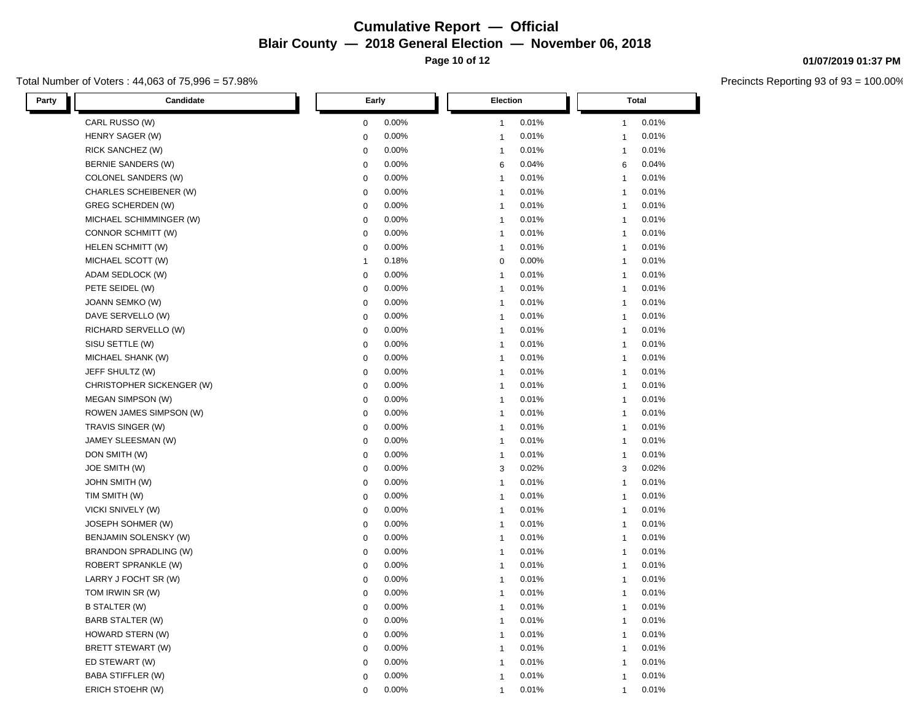# Cumulative Report — Official

## Blair County — 2018 General Election — November 06, 2018

Total Number of Voters : 44,063 of 75,996 = 57.98%

Precincts Reporting 93 of 93 = 100.00%

| Party | Candidate | Early | | Election | | Total | |
|---|---|---|---|---|---|---|---|
| | CARL RUSSO (W) | 0 | 0.00% | 1 | 0.01% | 1 | 0.01% |
| | HENRY SAGER (W) | 0 | 0.00% | 1 | 0.01% | 1 | 0.01% |
| | RICK SANCHEZ (W) | 0 | 0.00% | 1 | 0.01% | 1 | 0.01% |
| | BERNIE SANDERS (W) | 0 | 0.00% | 6 | 0.04% | 6 | 0.04% |
| | COLONEL SANDERS (W) | 0 | 0.00% | 1 | 0.01% | 1 | 0.01% |
| | CHARLES SCHEIBENER (W) | 0 | 0.00% | 1 | 0.01% | 1 | 0.01% |
| | GREG SCHERDEN (W) | 0 | 0.00% | 1 | 0.01% | 1 | 0.01% |
| | MICHAEL SCHIMMINGER (W) | 0 | 0.00% | 1 | 0.01% | 1 | 0.01% |
| | CONNOR SCHMITT (W) | 0 | 0.00% | 1 | 0.01% | 1 | 0.01% |
| | HELEN SCHMITT (W) | 0 | 0.00% | 1 | 0.01% | 1 | 0.01% |
| | MICHAEL SCOTT (W) | 1 | 0.18% | 0 | 0.00% | 1 | 0.01% |
| | ADAM SEDLOCK (W) | 0 | 0.00% | 1 | 0.01% | 1 | 0.01% |
| | PETE SEIDEL (W) | 0 | 0.00% | 1 | 0.01% | 1 | 0.01% |
| | JOANN SEMKO (W) | 0 | 0.00% | 1 | 0.01% | 1 | 0.01% |
| | DAVE SERVELLO (W) | 0 | 0.00% | 1 | 0.01% | 1 | 0.01% |
| | RICHARD SERVELLO (W) | 0 | 0.00% | 1 | 0.01% | 1 | 0.01% |
| | SISU SETTLE (W) | 0 | 0.00% | 1 | 0.01% | 1 | 0.01% |
| | MICHAEL SHANK (W) | 0 | 0.00% | 1 | 0.01% | 1 | 0.01% |
| | JEFF SHULTZ (W) | 0 | 0.00% | 1 | 0.01% | 1 | 0.01% |
| | CHRISTOPHER SICKENGER (W) | 0 | 0.00% | 1 | 0.01% | 1 | 0.01% |
| | MEGAN SIMPSON (W) | 0 | 0.00% | 1 | 0.01% | 1 | 0.01% |
| | ROWEN JAMES SIMPSON (W) | 0 | 0.00% | 1 | 0.01% | 1 | 0.01% |
| | TRAVIS SINGER (W) | 0 | 0.00% | 1 | 0.01% | 1 | 0.01% |
| | JAMEY SLEESMAN (W) | 0 | 0.00% | 1 | 0.01% | 1 | 0.01% |
| | DON SMITH (W) | 0 | 0.00% | 1 | 0.01% | 1 | 0.01% |
| | JOE SMITH (W) | 0 | 0.00% | 3 | 0.02% | 3 | 0.02% |
| | JOHN SMITH (W) | 0 | 0.00% | 1 | 0.01% | 1 | 0.01% |
| | TIM SMITH (W) | 0 | 0.00% | 1 | 0.01% | 1 | 0.01% |
| | VICKI SNIVELY (W) | 0 | 0.00% | 1 | 0.01% | 1 | 0.01% |
| | JOSEPH SOHMER (W) | 0 | 0.00% | 1 | 0.01% | 1 | 0.01% |
| | BENJAMIN SOLENSKY (W) | 0 | 0.00% | 1 | 0.01% | 1 | 0.01% |
| | BRANDON SPRADLING (W) | 0 | 0.00% | 1 | 0.01% | 1 | 0.01% |
| | ROBERT SPRANKLE (W) | 0 | 0.00% | 1 | 0.01% | 1 | 0.01% |
| | LARRY J FOCHT SR (W) | 0 | 0.00% | 1 | 0.01% | 1 | 0.01% |
| | TOM IRWIN SR (W) | 0 | 0.00% | 1 | 0.01% | 1 | 0.01% |
| | B STALTER (W) | 0 | 0.00% | 1 | 0.01% | 1 | 0.01% |
| | BARB STALTER (W) | 0 | 0.00% | 1 | 0.01% | 1 | 0.01% |
| | HOWARD STERN (W) | 0 | 0.00% | 1 | 0.01% | 1 | 0.01% |
| | BRETT STEWART (W) | 0 | 0.00% | 1 | 0.01% | 1 | 0.01% |
| | ED STEWART (W) | 0 | 0.00% | 1 | 0.01% | 1 | 0.01% |
| | BABA STIFFLER (W) | 0 | 0.00% | 1 | 0.01% | 1 | 0.01% |
| | ERICH STOEHR (W) | 0 | 0.00% | 1 | 0.01% | 1 | 0.01% |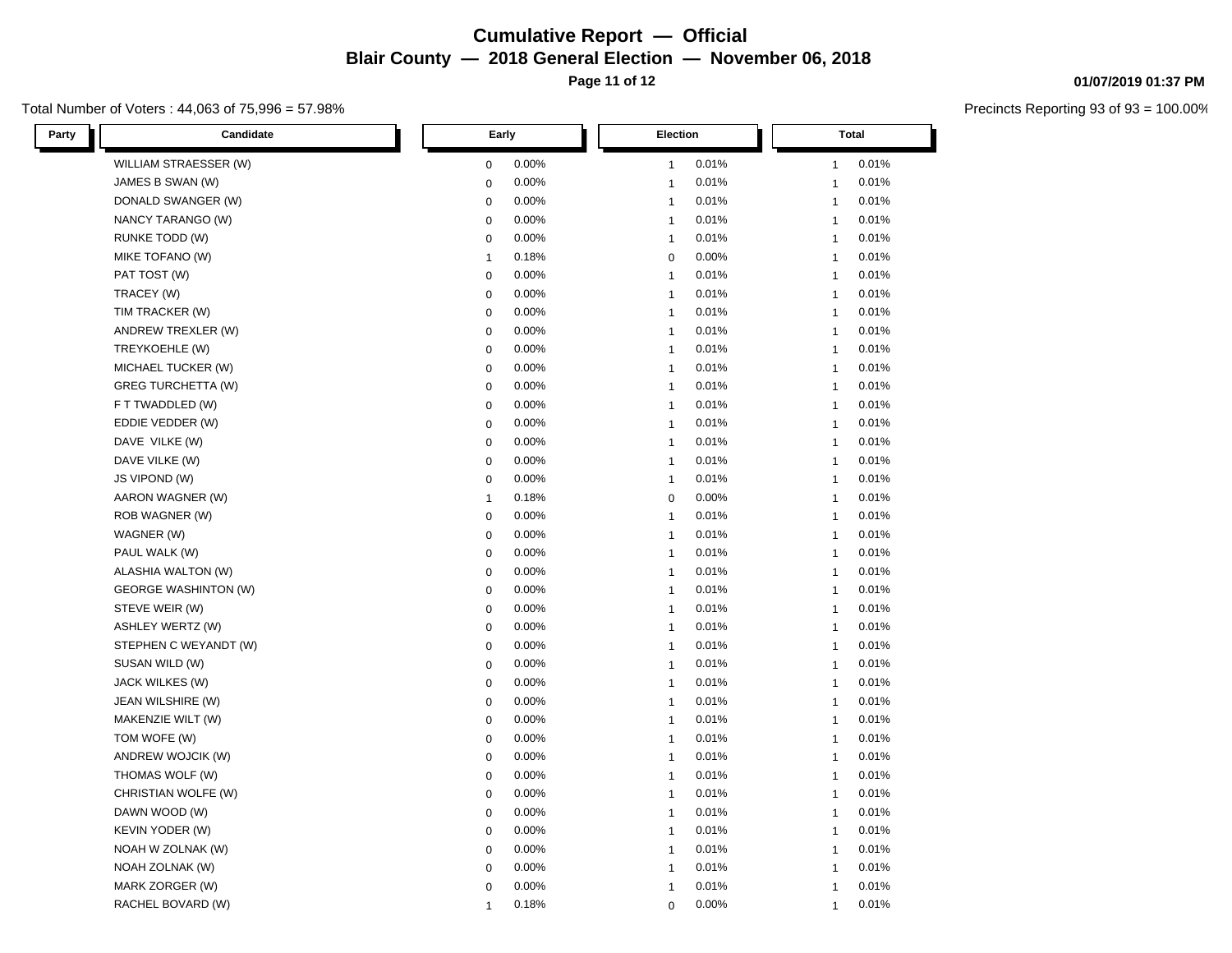# Cumulative Report — Official

## Blair County — 2018 General Election — November 06, 2018

01/07/2019 01:37 PM

Total Number of Voters : 44,063 of 75,996 = 57.98%

Precincts Reporting 93 of 93 = 100.00%

| Party | Candidate | Early | | Election | | Total | |
|---|---|---|---|---|---|---|---|
| | WILLIAM STRAESSER (W) | 0 | 0.00% | 1 | 0.01% | 1 | 0.01% |
| | JAMES B SWAN (W) | 0 | 0.00% | 1 | 0.01% | 1 | 0.01% |
| | DONALD SWANGER (W) | 0 | 0.00% | 1 | 0.01% | 1 | 0.01% |
| | NANCY TARANGO (W) | 0 | 0.00% | 1 | 0.01% | 1 | 0.01% |
| | RUNKE TODD (W) | 0 | 0.00% | 1 | 0.01% | 1 | 0.01% |
| | MIKE TOFANO (W) | 1 | 0.18% | 0 | 0.00% | 1 | 0.01% |
| | PAT TOST (W) | 0 | 0.00% | 1 | 0.01% | 1 | 0.01% |
| | TRACEY (W) | 0 | 0.00% | 1 | 0.01% | 1 | 0.01% |
| | TIM TRACKER (W) | 0 | 0.00% | 1 | 0.01% | 1 | 0.01% |
| | ANDREW TREXLER (W) | 0 | 0.00% | 1 | 0.01% | 1 | 0.01% |
| | TREYKOEHLE (W) | 0 | 0.00% | 1 | 0.01% | 1 | 0.01% |
| | MICHAEL TUCKER (W) | 0 | 0.00% | 1 | 0.01% | 1 | 0.01% |
| | GREG TURCHETTA (W) | 0 | 0.00% | 1 | 0.01% | 1 | 0.01% |
| | F T TWADDLED (W) | 0 | 0.00% | 1 | 0.01% | 1 | 0.01% |
| | EDDIE VEDDER (W) | 0 | 0.00% | 1 | 0.01% | 1 | 0.01% |
| | DAVE VILKE (W) | 0 | 0.00% | 1 | 0.01% | 1 | 0.01% |
| | DAVE VILKE (W) | 0 | 0.00% | 1 | 0.01% | 1 | 0.01% |
| | JS VIPOND (W) | 0 | 0.00% | 1 | 0.01% | 1 | 0.01% |
| | AARON WAGNER (W) | 1 | 0.18% | 0 | 0.00% | 1 | 0.01% |
| | ROB WAGNER (W) | 0 | 0.00% | 1 | 0.01% | 1 | 0.01% |
| | WAGNER (W) | 0 | 0.00% | 1 | 0.01% | 1 | 0.01% |
| | PAUL WALK (W) | 0 | 0.00% | 1 | 0.01% | 1 | 0.01% |
| | ALASHIA WALTON (W) | 0 | 0.00% | 1 | 0.01% | 1 | 0.01% |
| | GEORGE WASHINTON (W) | 0 | 0.00% | 1 | 0.01% | 1 | 0.01% |
| | STEVE WEIR (W) | 0 | 0.00% | 1 | 0.01% | 1 | 0.01% |
| | ASHLEY WERTZ (W) | 0 | 0.00% | 1 | 0.01% | 1 | 0.01% |
| | STEPHEN C WEYANDT (W) | 0 | 0.00% | 1 | 0.01% | 1 | 0.01% |
| | SUSAN WILD (W) | 0 | 0.00% | 1 | 0.01% | 1 | 0.01% |
| | JACK WILKES (W) | 0 | 0.00% | 1 | 0.01% | 1 | 0.01% |
| | JEAN WILSHIRE (W) | 0 | 0.00% | 1 | 0.01% | 1 | 0.01% |
| | MAKENZIE WILT (W) | 0 | 0.00% | 1 | 0.01% | 1 | 0.01% |
| | TOM WOFE (W) | 0 | 0.00% | 1 | 0.01% | 1 | 0.01% |
| | ANDREW WOJCIK (W) | 0 | 0.00% | 1 | 0.01% | 1 | 0.01% |
| | THOMAS WOLF (W) | 0 | 0.00% | 1 | 0.01% | 1 | 0.01% |
| | CHRISTIAN WOLFE (W) | 0 | 0.00% | 1 | 0.01% | 1 | 0.01% |
| | DAWN WOOD (W) | 0 | 0.00% | 1 | 0.01% | 1 | 0.01% |
| | KEVIN YODER (W) | 0 | 0.00% | 1 | 0.01% | 1 | 0.01% |
| | NOAH W ZOLNAK (W) | 0 | 0.00% | 1 | 0.01% | 1 | 0.01% |
| | NOAH ZOLNAK (W) | 0 | 0.00% | 1 | 0.01% | 1 | 0.01% |
| | MARK ZORGER (W) | 0 | 0.00% | 1 | 0.01% | 1 | 0.01% |
| | RACHEL BOVARD (W) | 1 | 0.18% | 0 | 0.00% | 1 | 0.01% |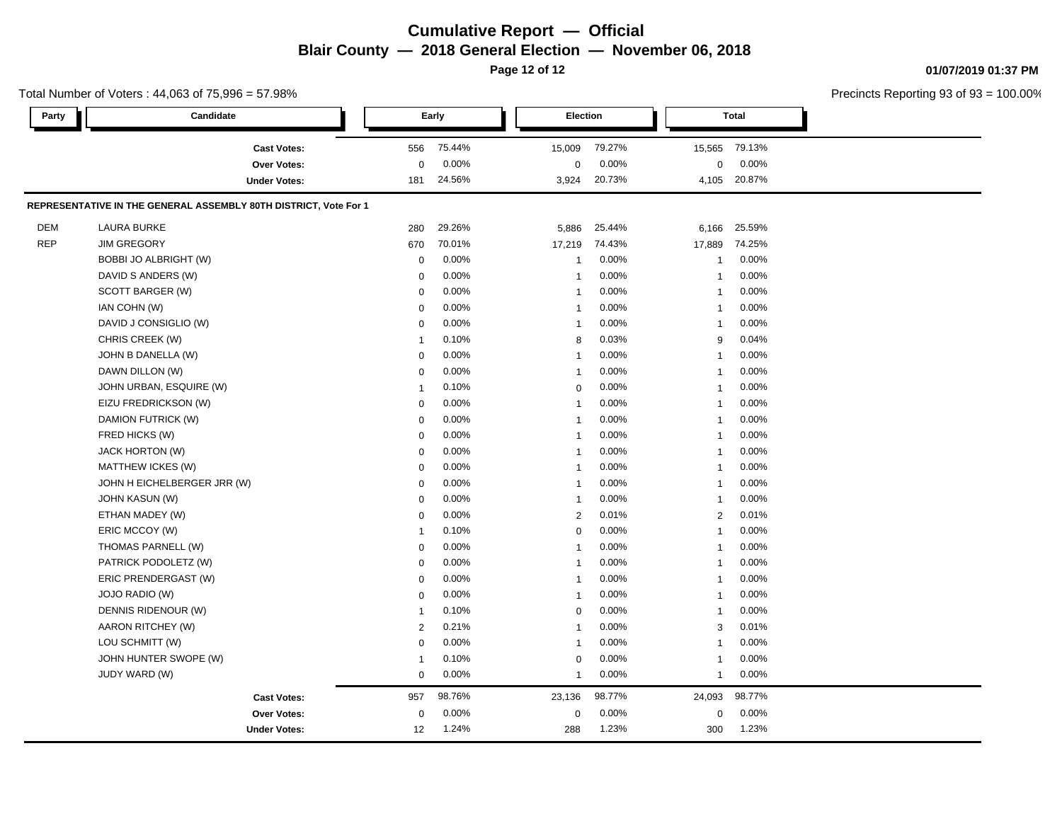# Cumulative Report — Official

## Blair County — 2018 General Election — November 06, 2018

Total Number of Voters : 44,063 of 75,996 = 57.98%

Precincts Reporting 93 of 93 = 100.00%

| Party | Candidate | Early | | Election | | Total | |
|---|---|---|---|---|---|---|---|
| | **Cast Votes:** | 556 | 75.44% | 15,009 | 79.27% | 15,565 | 79.13% |
| | **Over Votes:** | 0 | 0.00% | 0 | 0.00% | 0 | 0.00% |
| | **Under Votes:** | 181 | 24.56% | 3,924 | 20.73% | 4,105 | 20.87% |

**REPRESENTATIVE IN THE GENERAL ASSEMBLY 80TH DISTRICT, Vote For 1**

| Party | Candidate | Early | | Election | | Total | |
|---|---|---|---|---|---|---|---|
| DEM | LAURA BURKE | 280 | 29.26% | 5,886 | 25.44% | 6,166 | 25.59% |
| REP | JIM GREGORY | 670 | 70.01% | 17,219 | 74.43% | 17,889 | 74.25% |
| | BOBBI JO ALBRIGHT (W) | 0 | 0.00% | 1 | 0.00% | 1 | 0.00% |
| | DAVID S ANDERS (W) | 0 | 0.00% | 1 | 0.00% | 1 | 0.00% |
| | SCOTT BARGER (W) | 0 | 0.00% | 1 | 0.00% | 1 | 0.00% |
| | IAN COHN (W) | 0 | 0.00% | 1 | 0.00% | 1 | 0.00% |
| | DAVID J CONSIGLIO (W) | 0 | 0.00% | 1 | 0.00% | 1 | 0.00% |
| | CHRIS CREEK (W) | 1 | 0.10% | 8 | 0.03% | 9 | 0.04% |
| | JOHN B DANELLA (W) | 0 | 0.00% | 1 | 0.00% | 1 | 0.00% |
| | DAWN DILLON (W) | 0 | 0.00% | 1 | 0.00% | 1 | 0.00% |
| | JOHN URBAN, ESQUIRE (W) | 1 | 0.10% | 0 | 0.00% | 1 | 0.00% |
| | EIZU FREDRICKSON (W) | 0 | 0.00% | 1 | 0.00% | 1 | 0.00% |
| | DAMION FUTRICK (W) | 0 | 0.00% | 1 | 0.00% | 1 | 0.00% |
| | FRED HICKS (W) | 0 | 0.00% | 1 | 0.00% | 1 | 0.00% |
| | JACK HORTON (W) | 0 | 0.00% | 1 | 0.00% | 1 | 0.00% |
| | MATTHEW ICKES (W) | 0 | 0.00% | 1 | 0.00% | 1 | 0.00% |
| | JOHN H EICHELBERGER JRR (W) | 0 | 0.00% | 1 | 0.00% | 1 | 0.00% |
| | JOHN KASUN (W) | 0 | 0.00% | 1 | 0.00% | 1 | 0.00% |
| | ETHAN MADEY (W) | 0 | 0.00% | 2 | 0.01% | 2 | 0.01% |
| | ERIC MCCOY (W) | 1 | 0.10% | 0 | 0.00% | 1 | 0.00% |
| | THOMAS PARNELL (W) | 0 | 0.00% | 1 | 0.00% | 1 | 0.00% |
| | PATRICK PODOLETZ (W) | 0 | 0.00% | 1 | 0.00% | 1 | 0.00% |
| | ERIC PRENDERGAST (W) | 0 | 0.00% | 1 | 0.00% | 1 | 0.00% |
| | JOJO RADIO (W) | 0 | 0.00% | 1 | 0.00% | 1 | 0.00% |
| | DENNIS RIDENOUR (W) | 1 | 0.10% | 0 | 0.00% | 1 | 0.00% |
| | AARON RITCHEY (W) | 2 | 0.21% | 1 | 0.00% | 3 | 0.01% |
| | LOU SCHMITT (W) | 0 | 0.00% | 1 | 0.00% | 1 | 0.00% |
| | JOHN HUNTER SWOPE (W) | 1 | 0.10% | 0 | 0.00% | 1 | 0.00% |
| | JUDY WARD (W) | 0 | 0.00% | 1 | 0.00% | 1 | 0.00% |
| | **Cast Votes:** | 957 | 98.76% | 23,136 | 98.77% | 24,093 | 98.77% |
| | **Over Votes:** | 0 | 0.00% | 0 | 0.00% | 0 | 0.00% |
| | **Under Votes:** | 12 | 1.24% | 288 | 1.23% | 300 | 1.23% |